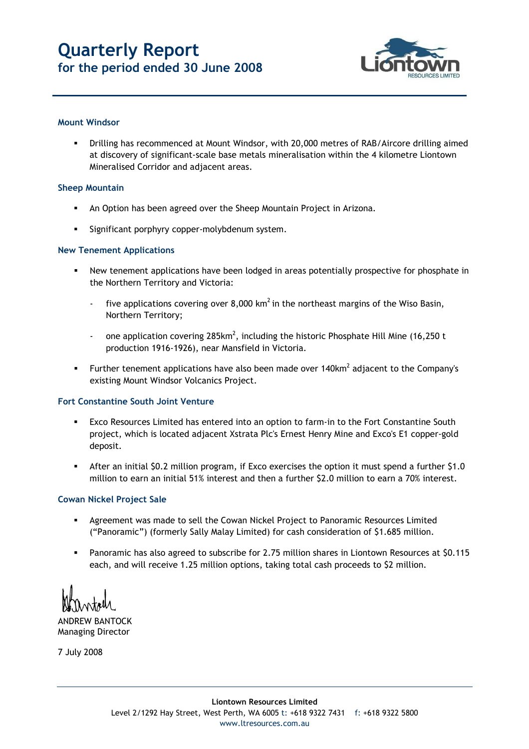# Quarterly Report
## for the period ended 30 June 2008

### Mount Windsor

- Drilling has recommenced at Mount Windsor, with 20,000 metres of RAB/Aircore drilling aimed at discovery of significant-scale base metals mineralisation within the 4 kilometre Liontown Mineralised Corridor and adjacent areas.

### Sheep Mountain

- An Option has been agreed over the Sheep Mountain Project in Arizona.
- Significant porphyry copper-molybdenum system.

### New Tenement Applications

- New tenement applications have been lodged in areas potentially prospective for phosphate in the Northern Territory and Victoria:
  - five applications covering over 8,000 $km^2$ in the northeast margins of the Wiso Basin, Northern Territory;
  - one application covering 285$km^2$, including the historic Phosphate Hill Mine (16,250 t production 1916-1926), near Mansfield in Victoria.
- Further tenement applications have also been made over 140$km^2$ adjacent to the Company's existing Mount Windsor Volcanics Project.

### Fort Constantine South Joint Venture

- Exco Resources Limited has entered into an option to farm-in to the Fort Constantine South project, which is located adjacent Xstrata Plc's Ernest Henry Mine and Exco's E1 copper-gold deposit.
- After an initial $0.2 million program, if Exco exercises the option it must spend a further $1.0 million to earn an initial 51% interest and then a further $2.0 million to earn a 70% interest.

### Cowan Nickel Project Sale

- Agreement was made to sell the Cowan Nickel Project to Panoramic Resources Limited ("Panoramic") (formerly Sally Malay Limited) for cash consideration of $1.685 million.
- Panoramic has also agreed to subscribe for 2.75 million shares in Liontown Resources at $0.115 each, and will receive 1.25 million options, taking total cash proceeds to $2 million.

ANDREW BANTOCK
Managing Director

7 July 2008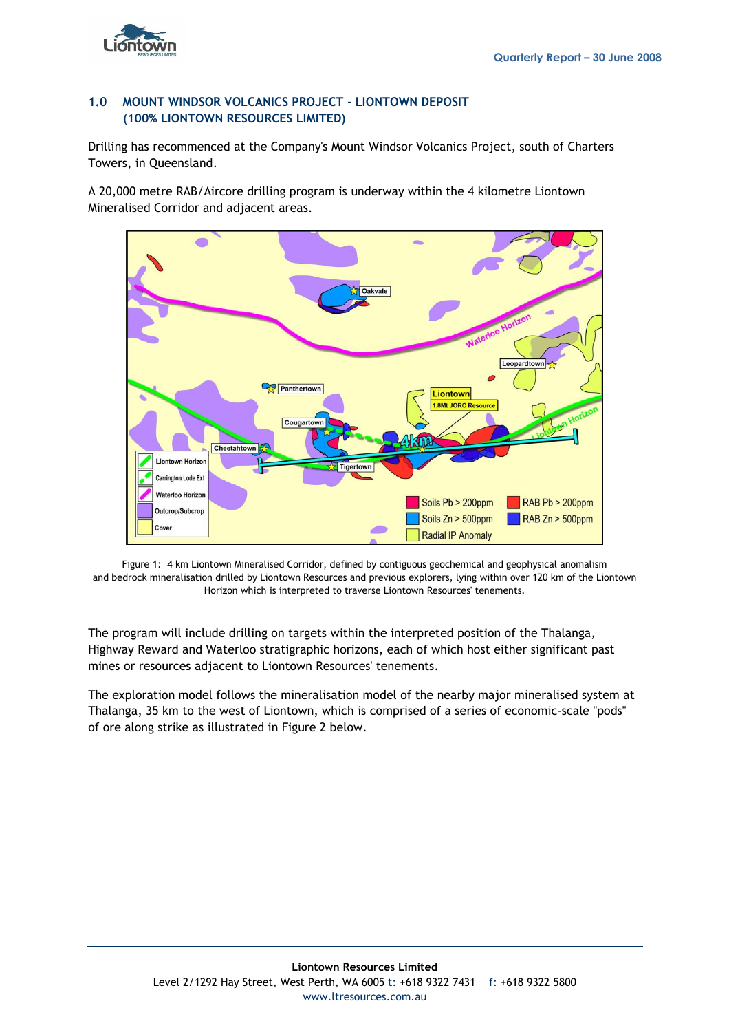## 1.0 MOUNT WINDSOR VOLCANICS PROJECT - LIONTOWN DEPOSIT (100% LIONTOWN RESOURCES LIMITED)

Drilling has recommenced at the Company's Mount Windsor Volcanics Project, south of Charters Towers, in Queensland.

A 20,000 metre RAB/Aircore drilling program is underway within the 4 kilometre Liontown Mineralised Corridor and adjacent areas.

Figure 1: 4 km Liontown Mineralised Corridor, defined by contiguous geochemical and geophysical anomalism and bedrock mineralisation drilled by Liontown Resources and previous explorers, lying within over 120 km of the Liontown Horizon which is interpreted to traverse Liontown Resources' tenements.

The program will include drilling on targets within the interpreted position of the Thalanga, Highway Reward and Waterloo stratigraphic horizons, each of which host either significant past mines or resources adjacent to Liontown Resources' tenements.

The exploration model follows the mineralisation model of the nearby major mineralised system at Thalanga, 35 km to the west of Liontown, which is comprised of a series of economic-scale "pods" of ore along strike as illustrated in Figure 2 below.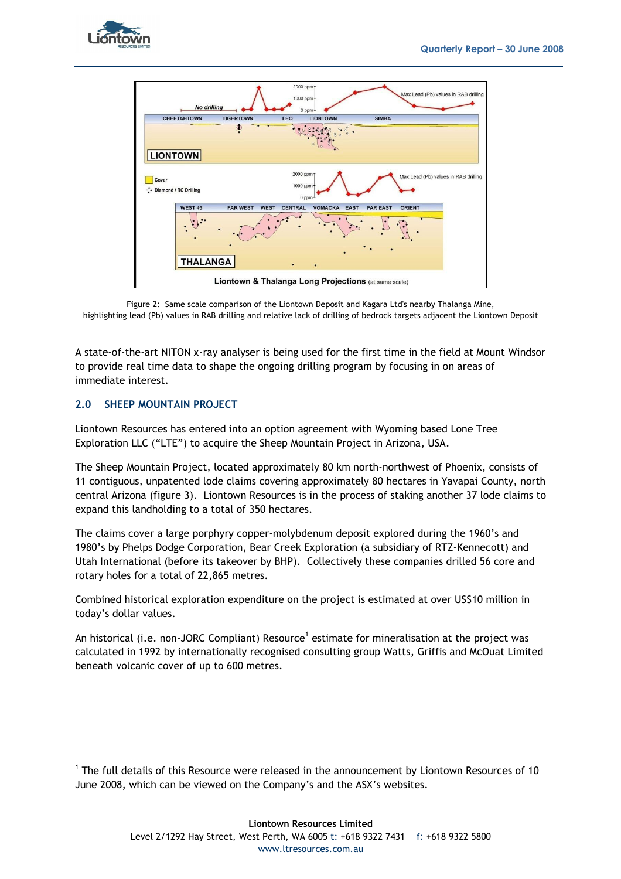Figure 2: Same scale comparison of the Liontown Deposit and Kagara Ltd's nearby Thalanga Mine, highlighting lead (Pb) values in RAB drilling and relative lack of drilling of bedrock targets adjacent the Liontown Deposit

A state-of-the-art NITON x-ray analyser is being used for the first time in the field at Mount Windsor to provide real time data to shape the ongoing drilling program by focusing in on areas of immediate interest.

## 2.0 SHEEP MOUNTAIN PROJECT

Liontown Resources has entered into an option agreement with Wyoming based Lone Tree Exploration LLC ("LTE") to acquire the Sheep Mountain Project in Arizona, USA.

The Sheep Mountain Project, located approximately 80 km north-northwest of Phoenix, consists of 11 contiguous, unpatented lode claims covering approximately 80 hectares in Yavapai County, north central Arizona (figure 3). Liontown Resources is in the process of staking another 37 lode claims to expand this landholding to a total of 350 hectares.

The claims cover a large porphyry copper-molybdenum deposit explored during the 1960's and 1980's by Phelps Dodge Corporation, Bear Creek Exploration (a subsidiary of RTZ-Kennecott) and Utah International (before its takeover by BHP). Collectively these companies drilled 56 core and rotary holes for a total of 22,865 metres.

Combined historical exploration expenditure on the project is estimated at over US$10 million in today's dollar values.

An historical (i.e. non-JORC Compliant) Resource[1] estimate for mineralisation at the project was calculated in 1992 by internationally recognised consulting group Watts, Griffis and McOuat Limited beneath volcanic cover of up to 600 metres.

---

[1] The full details of this Resource were released in the announcement by Liontown Resources of 10 June 2008, which can be viewed on the Company's and the ASX's websites.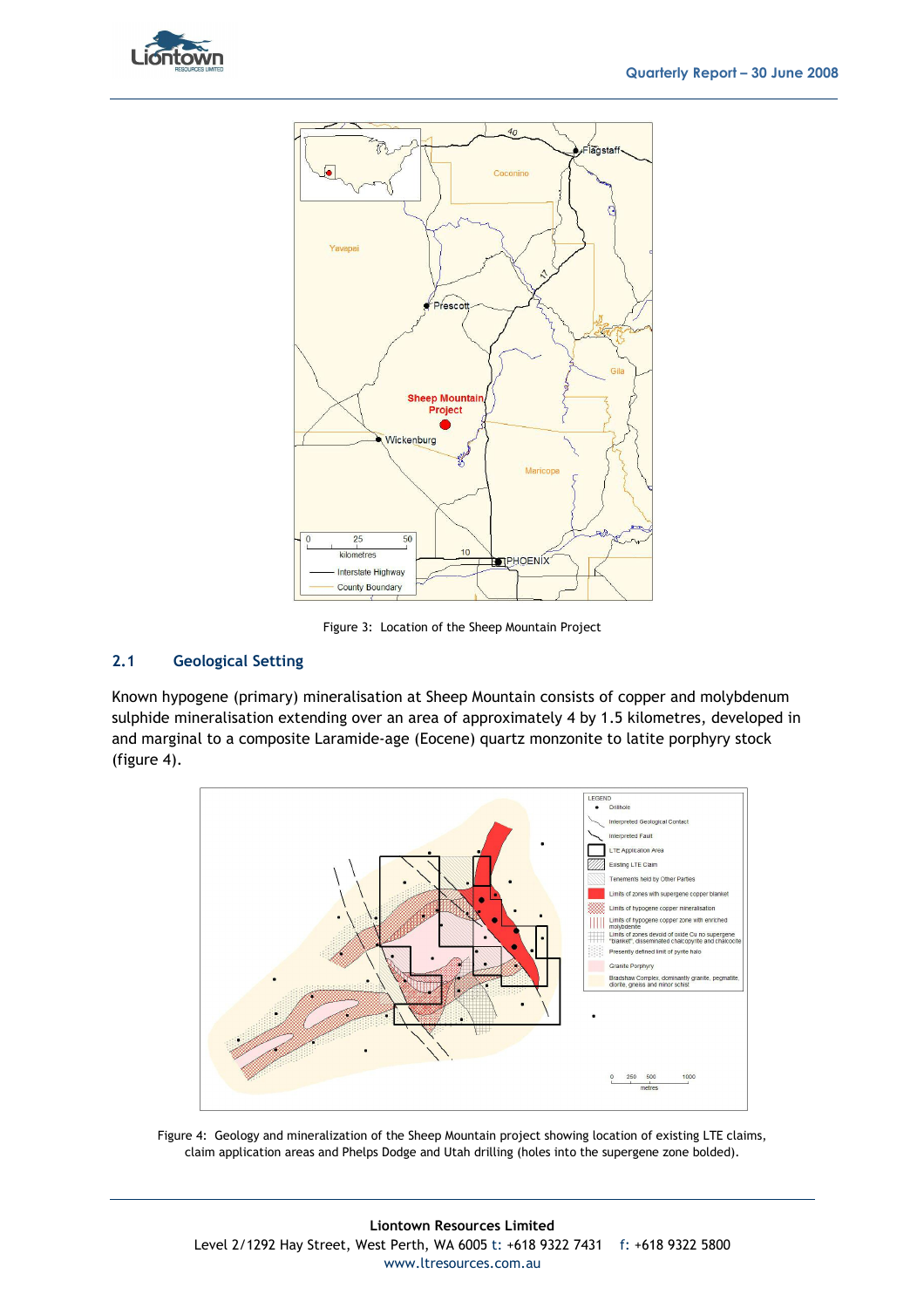Figure 3: Location of the Sheep Mountain Project

## 2.1 Geological Setting

Known hypogene (primary) mineralisation at Sheep Mountain consists of copper and molybdenum sulphide mineralisation extending over an area of approximately 4 by 1.5 kilometres, developed in and marginal to a composite Laramide-age (Eocene) quartz monzonite to latite porphyry stock (figure 4).

Figure 4: Geology and mineralization of the Sheep Mountain project showing location of existing LTE claims, claim application areas and Phelps Dodge and Utah drilling (holes into the supergene zone bolded).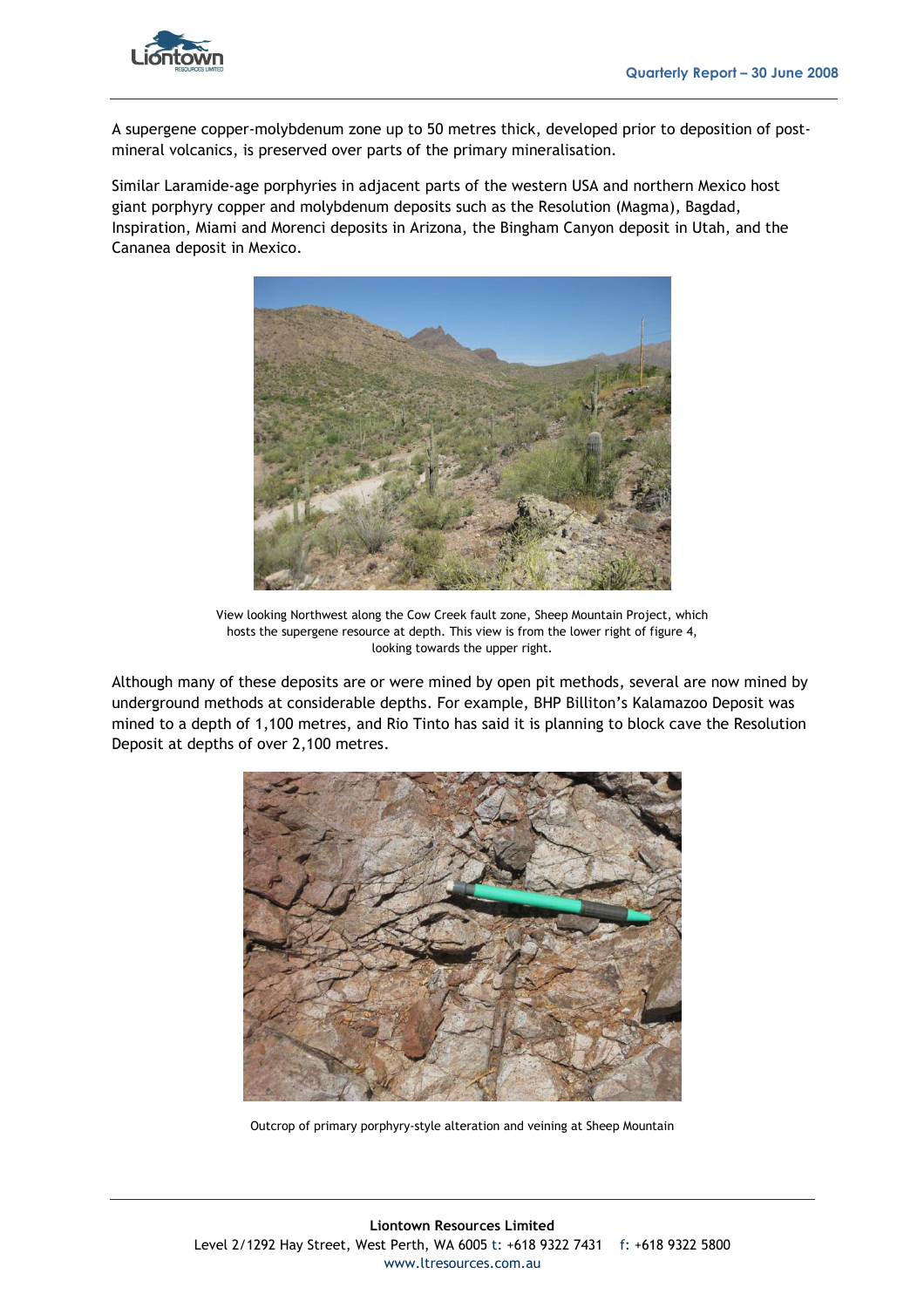A supergene copper-molybdenum zone up to 50 metres thick, developed prior to deposition of post-mineral volcanics, is preserved over parts of the primary mineralisation.

Similar Laramide-age porphyries in adjacent parts of the western USA and northern Mexico host giant porphyry copper and molybdenum deposits such as the Resolution (Magma), Bagdad, Inspiration, Miami and Morenci deposits in Arizona, the Bingham Canyon deposit in Utah, and the Cananea deposit in Mexico.

View looking Northwest along the Cow Creek fault zone, Sheep Mountain Project, which hosts the supergene resource at depth. This view is from the lower right of figure 4, looking towards the upper right.

Although many of these deposits are or were mined by open pit methods, several are now mined by underground methods at considerable depths. For example, BHP Billiton's Kalamazoo Deposit was mined to a depth of 1,100 metres, and Rio Tinto has said it is planning to block cave the Resolution Deposit at depths of over 2,100 metres.

Outcrop of primary porphyry-style alteration and veining at Sheep Mountain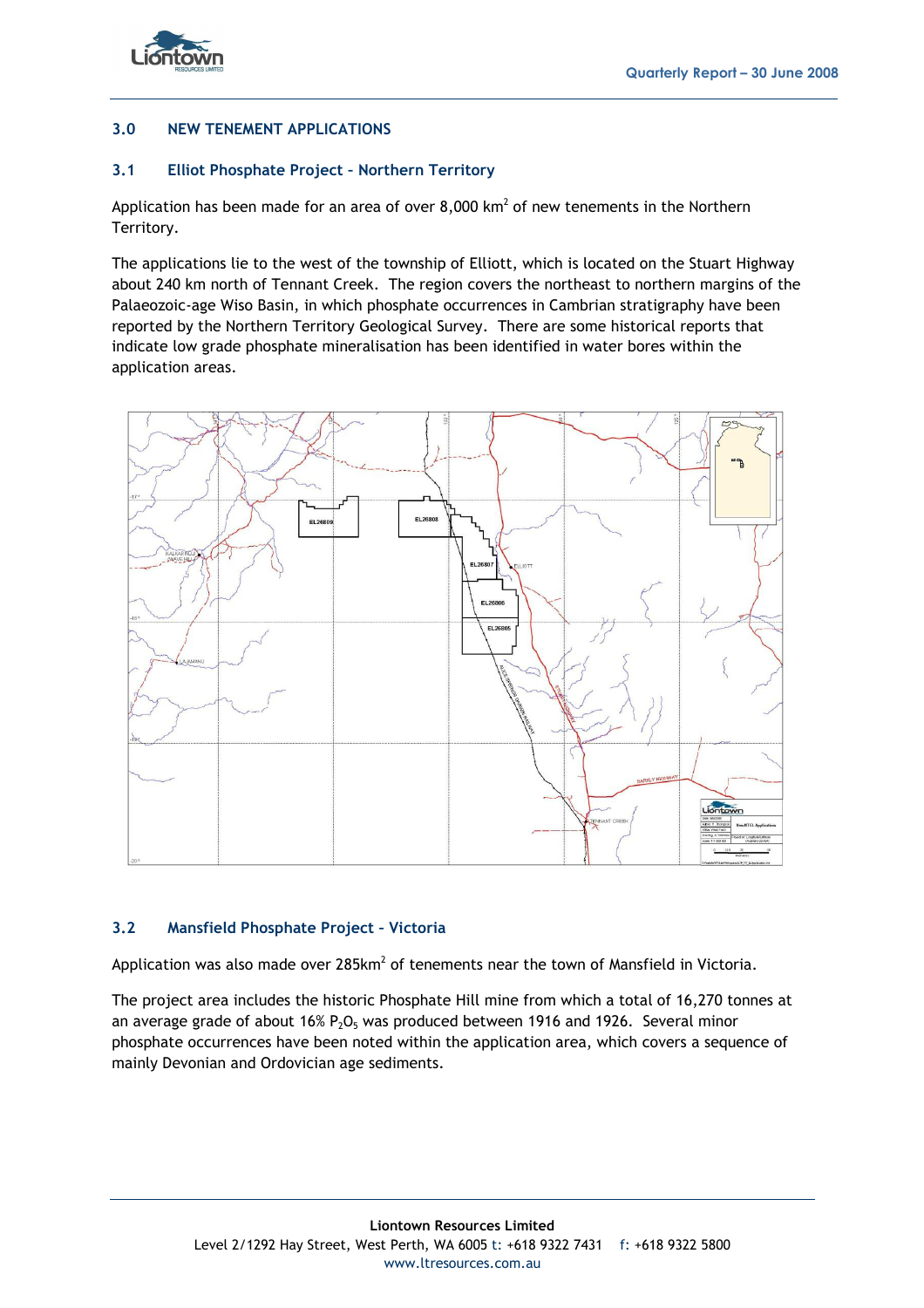## 3.0 NEW TENEMENT APPLICATIONS

### 3.1 Elliot Phosphate Project – Northern Territory

Application has been made for an area of over 8,000 km$^2$ of new tenements in the Northern Territory.

The applications lie to the west of the township of Elliott, which is located on the Stuart Highway about 240 km north of Tennant Creek. The region covers the northeast to northern margins of the Palaeozoic-age Wiso Basin, in which phosphate occurrences in Cambrian stratigraphy have been reported by the Northern Territory Geological Survey. There are some historical reports that indicate low grade phosphate mineralisation has been identified in water bores within the application areas.

### 3.2 Mansfield Phosphate Project – Victoria

Application was also made over 285km$^2$ of tenements near the town of Mansfield in Victoria.

The project area includes the historic Phosphate Hill mine from which a total of 16,270 tonnes at an average grade of about 16% $P_2O_5$ was produced between 1916 and 1926. Several minor phosphate occurrences have been noted within the application area, which covers a sequence of mainly Devonian and Ordovician age sediments.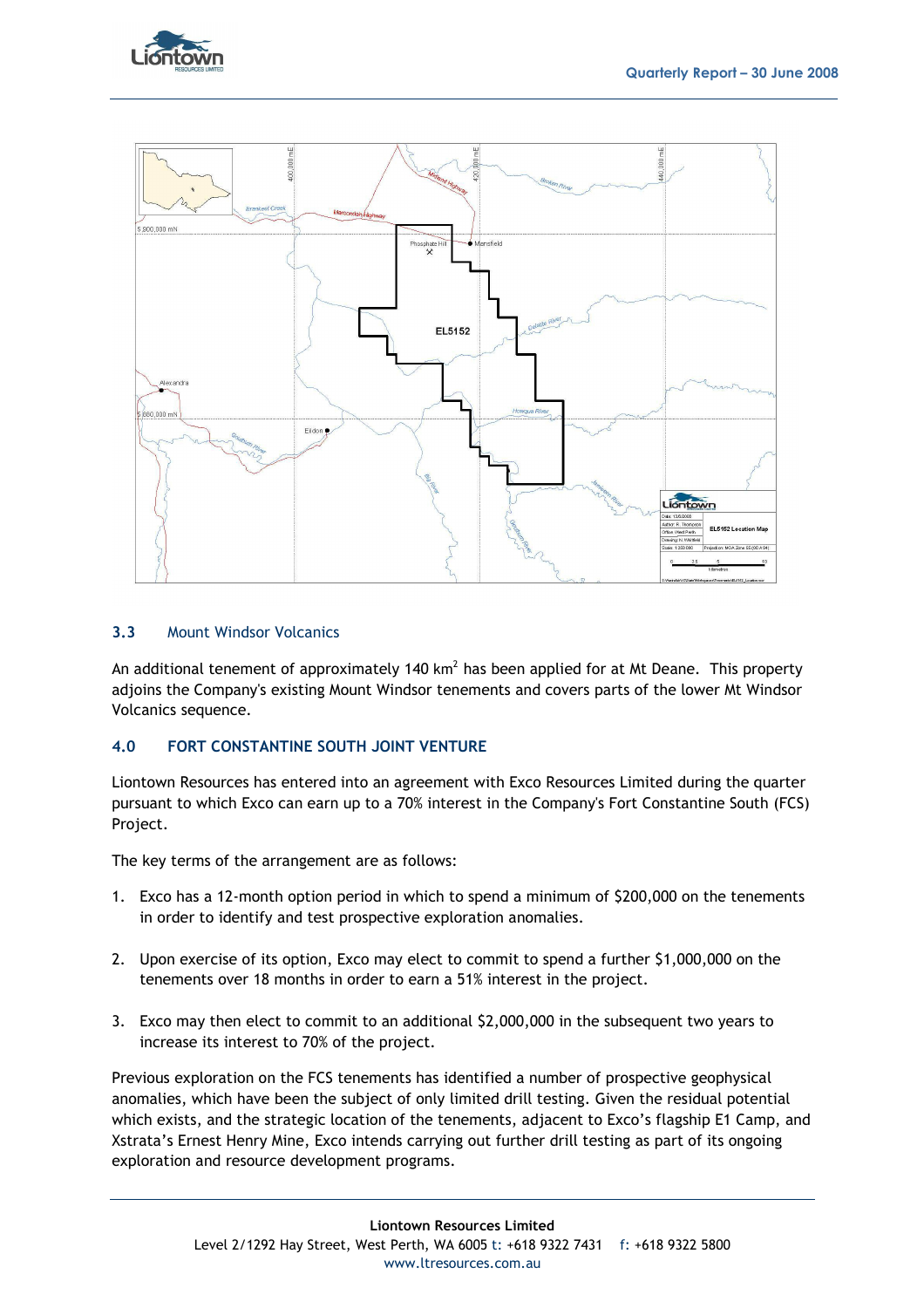### 3.3 Mount Windsor Volcanics

An additional tenement of approximately 140 km$^2$ has been applied for at Mt Deane. This property adjoins the Company's existing Mount Windsor tenements and covers parts of the lower Mt Windsor Volcanics sequence.

## 4.0 FORT CONSTANTINE SOUTH JOINT VENTURE

Liontown Resources has entered into an agreement with Exco Resources Limited during the quarter pursuant to which Exco can earn up to a 70% interest in the Company's Fort Constantine South (FCS) Project.

The key terms of the arrangement are as follows:

1. Exco has a 12-month option period in which to spend a minimum of $200,000 on the tenements in order to identify and test prospective exploration anomalies.

2. Upon exercise of its option, Exco may elect to commit to spend a further $1,000,000 on the tenements over 18 months in order to earn a 51% interest in the project.

3. Exco may then elect to commit to an additional $2,000,000 in the subsequent two years to increase its interest to 70% of the project.

Previous exploration on the FCS tenements has identified a number of prospective geophysical anomalies, which have been the subject of only limited drill testing. Given the residual potential which exists, and the strategic location of the tenements, adjacent to Exco's flagship E1 Camp, and Xstrata's Ernest Henry Mine, Exco intends carrying out further drill testing as part of its ongoing exploration and resource development programs.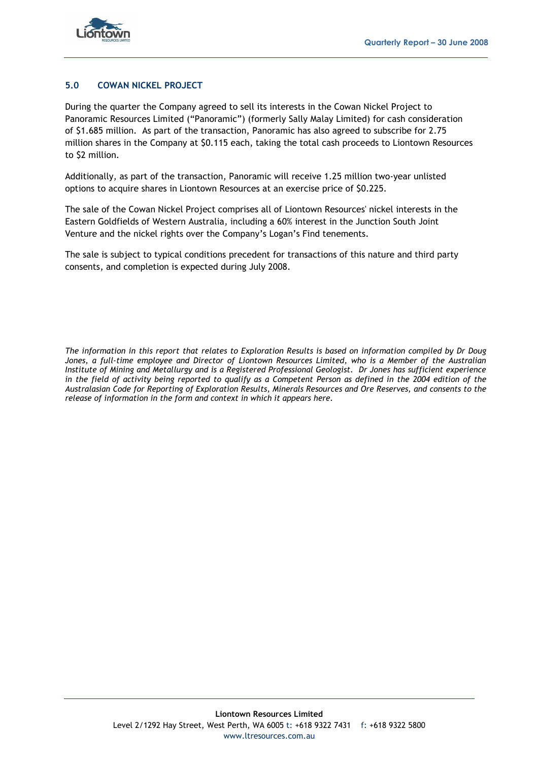## 5.0 COWAN NICKEL PROJECT

During the quarter the Company agreed to sell its interests in the Cowan Nickel Project to Panoramic Resources Limited ("Panoramic") (formerly Sally Malay Limited) for cash consideration of $1.685 million. As part of the transaction, Panoramic has also agreed to subscribe for 2.75 million shares in the Company at $0.115 each, taking the total cash proceeds to Liontown Resources to $2 million.

Additionally, as part of the transaction, Panoramic will receive 1.25 million two-year unlisted options to acquire shares in Liontown Resources at an exercise price of $0.225.

The sale of the Cowan Nickel Project comprises all of Liontown Resources' nickel interests in the Eastern Goldfields of Western Australia, including a 60% interest in the Junction South Joint Venture and the nickel rights over the Company's Logan's Find tenements.

The sale is subject to typical conditions precedent for transactions of this nature and third party consents, and completion is expected during July 2008.

*The information in this report that relates to Exploration Results is based on information compiled by Dr Doug Jones, a full-time employee and Director of Liontown Resources Limited, who is a Member of the Australian Institute of Mining and Metallurgy and is a Registered Professional Geologist. Dr Jones has sufficient experience in the field of activity being reported to qualify as a Competent Person as defined in the 2004 edition of the Australasian Code for Reporting of Exploration Results, Minerals Resources and Ore Reserves, and consents to the release of information in the form and context in which it appears here.*